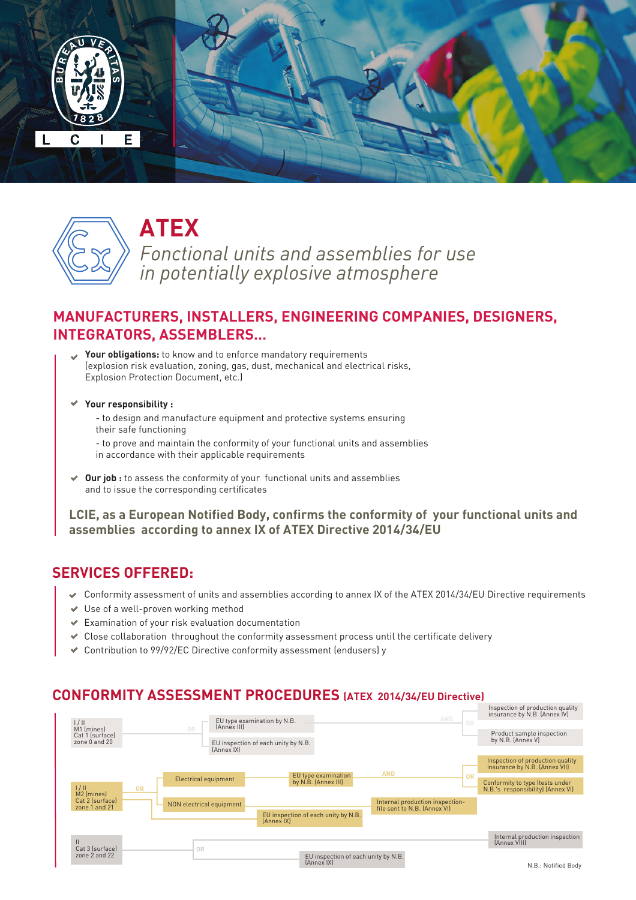# ATEX

*Fonctional units and assemblies for use in potentially explosive atmosphere*

## MANUFACTURERS, INSTALLERS, ENGINEERING COMPANIES, DESIGNERS, INTEGRATORS, ASSEMBLERS...

- **Your obligations:** to know and to enforce mandatory requirements (explosion risk evaluation, zoning, gas, dust, mechanical and electrical risks, Explosion Protection Document, etc.)
- **Your responsibility :**
  - to design and manufacture equipment and protective systems ensuring their safe functioning
  - to prove and maintain the conformity of your functional units and assemblies in accordance with their applicable requirements
- **Our job :** to assess the conformity of your functional units and assemblies and to issue the corresponding certificates

**LCIE, as a European Notified Body, confirms the conformity of your functional units and assemblies according to annex IX of ATEX Directive 2014/34/EU**

## SERVICES OFFERED:

- Conformity assessment of units and assemblies according to annex IX of the ATEX 2014/34/EU Directive requirements
- Use of a well-proven working method
- Examination of your risk evaluation documentation
- Close collaboration throughout the conformity assessment process until the certificate delivery
- Contribution to 99/92/EC Directive conformity assessment (endusers) y

## CONFORMITY ASSESSMENT PROCEDURES (ATEX 2014/34/EU Directive)

**I / II – M1 (mines) – Cat 1 (surface) – zone 0 and 20**

- EU type examination by N.B. (Annex III) AND
  - Inspection of production quality insurance by N.B. (Annex IV) OR
  - Product sample inspection by N.B. (Annex V)
- OR EU inspection of each unity by N.B. (Annex IX)

**I / II – M2 (mines) – Cat 2 (surface) – zone 1 and 21**

- Electrical equipment: EU type examination by N.B. (Annex III) AND
  - Inspection of production quality insurance by N.B. (Annex VII) OR
  - Conformity to type (tests under N.B.'s responsibility) (Annex VI)
- NON electrical equipment: Internal production inspection-file sent to N.B. (Annex VIII)
- OR EU inspection of each unity by N.B. (Annex IX)

**II – Cat 3 (surface) – zone 2 and 22**

- Internal production inspection (Annex VIII)
- OR EU inspection of each unity by N.B. (Annex IX)

N.B.: Notified Body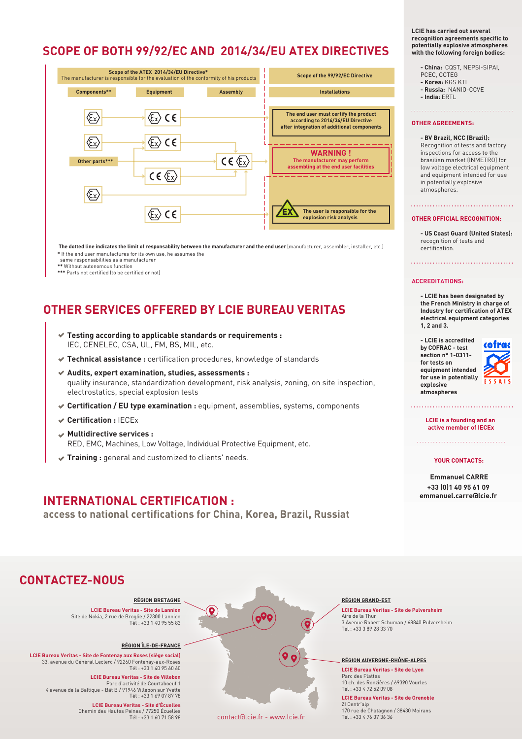## SCOPE OF BOTH 99/92/EC AND 2014/34/EU ATEX DIRECTIVES

**Scope of the ATEX 2014/34/EU Directive***
The manufacturer is responsible for the evaluation of the conformity of his products

**Scope of the 99/92/EC Directive**

Components** | Equipment | Assembly | Installations

Other parts***

The end user must certify the product according to 2014/34/EU Directive after integration of additional components

**WARNING !**
The manufacturer may perform assembling at the end user facilities

The user is responsible for the explosion risk analysis

**The dotted line indicates the limit of responsability between the manufacturer and the end user** (manufacturer, assembler, installer, etc.)

\* If the end user manufactures for its own use, he assumes the same responsabilities as a manufacturer

\*\* Without autonomous function

\*\*\* Parts not certified (to be certified or not)

## OTHER SERVICES OFFERED BY LCIE BUREAU VERITAS

- **Testing according to applicable standards or requirements :** IEC, CENELEC, CSA, UL, FM, BS, MIL, etc.
- **Technical assistance :** certification procedures, knowledge of standards
- **Audits, expert examination, studies, assessments :** quality insurance, standardization development, risk analysis, zoning, on site inspection, electrostatics, special explosion tests
- **Certification / EU type examination :** equipment, assemblies, systems, components
- **Certification :** IECEx
- **Multidirective services :** RED, EMC, Machines, Low Voltage, Individual Protective Equipment, etc.
- **Training :** general and customized to clients' needs.

## INTERNATIONAL CERTIFICATION :

**access to national certifications for China, Korea, Brazil, Russiat**

**LCIE has carried out several recognition agreements specific to potentially explosive atmospheres with the following foreign bodies:**

- **China:** CQST, NEPSI-SIPAI, PCEC, CCTEG
- **Korea:** KGS KTL
- **Russia:** NANIO-CCVE
- **India:** ERTL

**OTHER AGREEMENTS:**

- **BV Brazil, NCC (Brazil):** Recognition of tests and factory inspections for access to the brasilian market (INMETRO) for low voltage electrical equipment and equipment intended for use in potentially explosive atmospheres.

**OTHER OFFICIAL RECOGNITION:**

- **US Coast Guard (United States):** recognition of tests and certification.

**ACCREDITATIONS:**

- **LCIE has been designated by the French Ministry in charge of Industry for certification of ATEX electrical equipment categories 1, 2 and 3.**
- **LCIE is accredited by COFRAC - test section n° 1-0311- for tests on equipment intended for use in potentially explosive atmospheres**

cofrac ESSAIS

**LCIE is a founding and active member of IECEx**

**YOUR CONTACTS:**

**Emmanuel CARRE**
**+33 (0)1 40 95 61 09**
**emmanuel.carre@lcie.fr**

## CONTACTEZ-NOUS

**RÉGION BRETAGNE**

**LCIE Bureau Veritas - Site de Lannion**
Site de Nokia, 2 rue de Broglie / 22300 Lannion
Tél : +33 1 40 95 55 83

**RÉGION ÎLE-DE-FRANCE**

**LCIE Bureau Veritas - Site de Fontenay aux Roses (siège social)**
33, avenue du Général Leclerc / 92260 Fontenay-aux-Roses
Tél : +33 1 40 95 60 60

**LCIE Bureau Veritas - Site de Villebon**
Parc d'activité de Courtaboeuf 1
4 avenue de la Baltique - Bât B / 91946 Villebon sur Yvette
Tél : +33 1 69 07 87 78

**LCIE Bureau Veritas - Site d'Écuelles**
Chemin des Hautes Peines / 77250 Écuelles
Tél : +33 1 60 71 58 98

**RÉGION GRAND-EST**

**LCIE Bureau Veritas - Site de Pulversheim**
Aire de la Thur
3 Avenue Robert Schuman / 68840 Pulversheim
Tel : +33 3 89 28 33 70

**RÉGION AUVERGNE-RHÔNE-ALPES**

**LCIE Bureau Veritas - Site de Lyon**
Parc des Plattes
10 ch. des Ronzières / 69390 Vourles
Tel : +33 4 72 52 09 08

**LCIE Bureau Veritas - Site de Grenoble**
ZI Centr'alp
170 rue de Chatagnon / 38430 Moirans
Tel : +33 4 76 07 36 36

contact@lcie.fr - www.lcie.fr